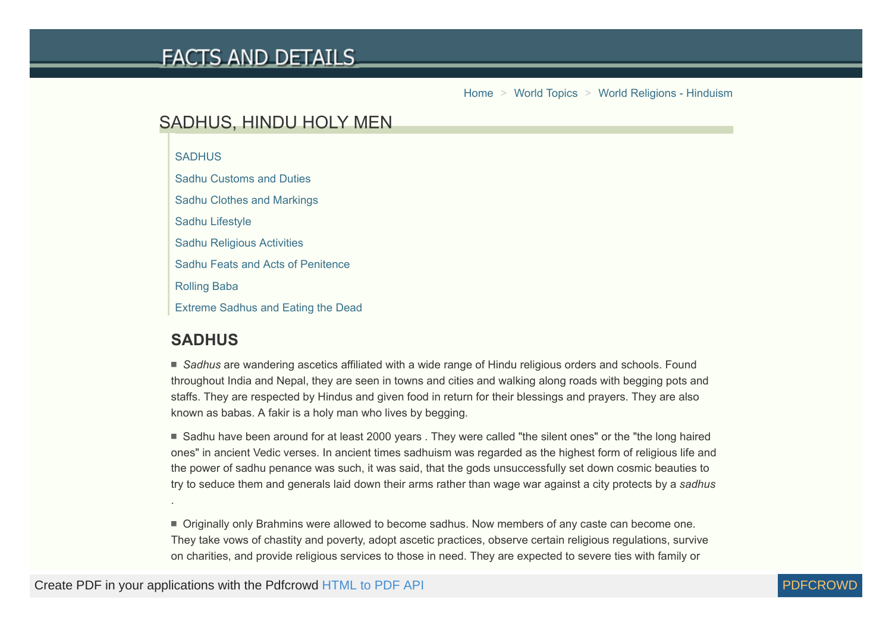Home > World Topics > World Religions - Hinduism

# SADHUS, HINDU HOLY MEN

- SADHUS
- Sadhu Customs and Duties
- Sadhu Clothes and Markings
- Sadhu Lifestyle
- Sadhu Religious Activities
- Sadhu Feats and Acts of Penitence
- Rolling Baba
- Extreme Sadhus and Eating the Dead

## SADHUS

■ *Sadhus* are wandering ascetics affiliated with a wide range of Hindu religious orders and schools. Found throughout India and Nepal, they are seen in towns and cities and walking along roads with begging pots and staffs. They are respected by Hindus and given food in return for their blessings and prayers. They are also known as babas. A fakir is a holy man who lives by begging.

■ Sadhu have been around for at least 2000 years . They were called "the silent ones" or the "the long haired ones" in ancient Vedic verses. In ancient times sadhuism was regarded as the highest form of religious life and the power of sadhu penance was such, it was said, that the gods unsuccessfully set down cosmic beauties to try to seduce them and generals laid down their arms rather than wage war against a city protects by a *sadhus* .

■ Originally only Brahmins were allowed to become sadhus. Now members of any caste can become one. They take vows of chastity and poverty, adopt ascetic practices, observe certain religious regulations, survive on charities, and provide religious services to those in need. They are expected to severe ties with family or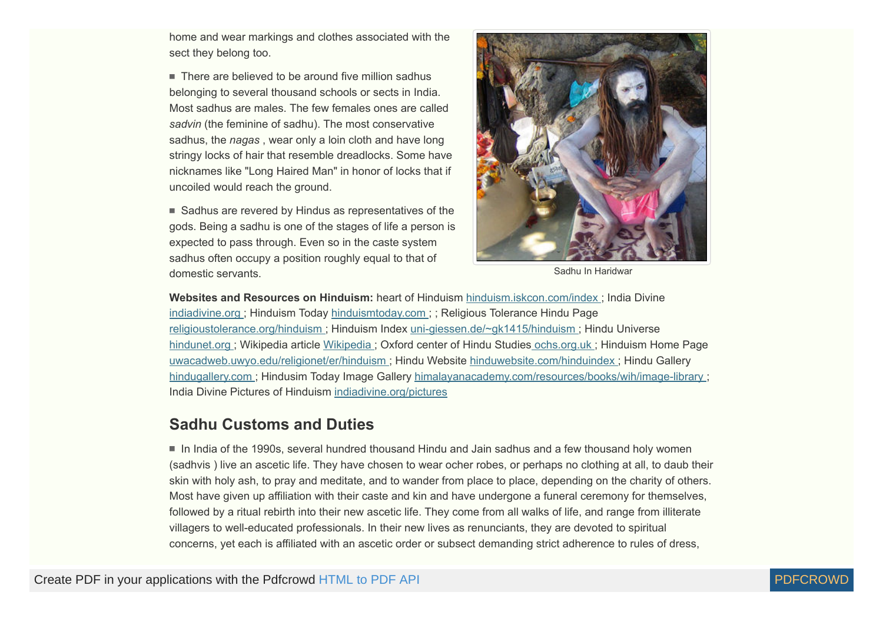home and wear markings and clothes associated with the sect they belong too.

- There are believed to be around five million sadhus belonging to several thousand schools or sects in India. Most sadhus are males. The few females ones are called *sadvin* (the feminine of sadhu). The most conservative sadhus, the *nagas* , wear only a loin cloth and have long stringy locks of hair that resemble dreadlocks. Some have nicknames like "Long Haired Man" in honor of locks that if uncoiled would reach the ground.

- Sadhus are revered by Hindus as representatives of the gods. Being a sadhu is one of the stages of life a person is expected to pass through. Even so in the caste system sadhus often occupy a position roughly equal to that of domestic servants.

Sadhu In Haridwar

**Websites and Resources on Hinduism:** heart of Hinduism hinduism.iskcon.com/index ; India Divine indiadivine.org ; Hinduism Today hinduismtoday.com ; ; Religious Tolerance Hindu Page religioustolerance.org/hinduism ; Hinduism Index uni-giessen.de/~gk1415/hinduism ; Hindu Universe hindunet.org ; Wikipedia article Wikipedia ; Oxford center of Hindu Studies ochs.org.uk ; Hinduism Home Page uwacadweb.uwyo.edu/religionet/er/hinduism ; Hindu Website hinduwebsite.com/hinduindex ; Hindu Gallery hindugallery.com ; Hindusim Today Image Gallery himalayanacademy.com/resources/books/wih/image-library ; India Divine Pictures of Hinduism indiadivine.org/pictures

## Sadhu Customs and Duties

- In India of the 1990s, several hundred thousand Hindu and Jain sadhus and a few thousand holy women (sadhvis ) live an ascetic life. They have chosen to wear ocher robes, or perhaps no clothing at all, to daub their skin with holy ash, to pray and meditate, and to wander from place to place, depending on the charity of others. Most have given up affiliation with their caste and kin and have undergone a funeral ceremony for themselves, followed by a ritual rebirth into their new ascetic life. They come from all walks of life, and range from illiterate villagers to well-educated professionals. In their new lives as renunciants, they are devoted to spiritual concerns, yet each is affiliated with an ascetic order or subsect demanding strict adherence to rules of dress,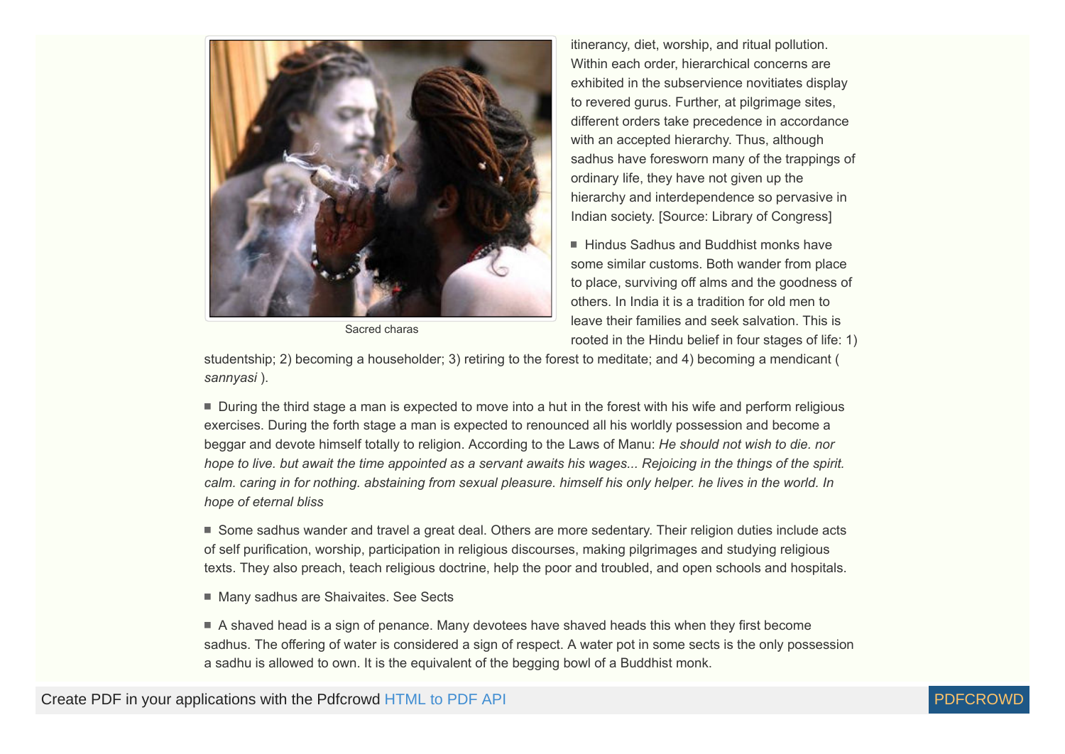itinerancy, diet, worship, and ritual pollution. Within each order, hierarchical concerns are exhibited in the subservience novitiates display to revered gurus. Further, at pilgrimage sites, different orders take precedence in accordance with an accepted hierarchy. Thus, although sadhus have foresworn many of the trappings of ordinary life, they have not given up the hierarchy and interdependence so pervasive in Indian society. [Source: Library of Congress]

Sacred charas

- Hindus Sadhus and Buddhist monks have some similar customs. Both wander from place to place, surviving off alms and the goodness of others. In India it is a tradition for old men to leave their families and seek salvation. This is rooted in the Hindu belief in four stages of life: 1) studentship; 2) becoming a householder; 3) retiring to the forest to meditate; and 4) becoming a mendicant ( *sannyasi* ).

- During the third stage a man is expected to move into a hut in the forest with his wife and perform religious exercises. During the forth stage a man is expected to renounced all his worldly possession and become a beggar and devote himself totally to religion. According to the Laws of Manu: *He should not wish to die. nor hope to live. but await the time appointed as a servant awaits his wages... Rejoicing in the things of the spirit. calm. caring in for nothing. abstaining from sexual pleasure. himself his only helper. he lives in the world. In hope of eternal bliss*

- Some sadhus wander and travel a great deal. Others are more sedentary. Their religion duties include acts of self purification, worship, participation in religious discourses, making pilgrimages and studying religious texts. They also preach, teach religious doctrine, help the poor and troubled, and open schools and hospitals.

- Many sadhus are Shaivaites. See Sects

- A shaved head is a sign of penance. Many devotees have shaved heads this when they first become sadhus. The offering of water is considered a sign of respect. A water pot in some sects is the only possession a sadhu is allowed to own. It is the equivalent of the begging bowl of a Buddhist monk.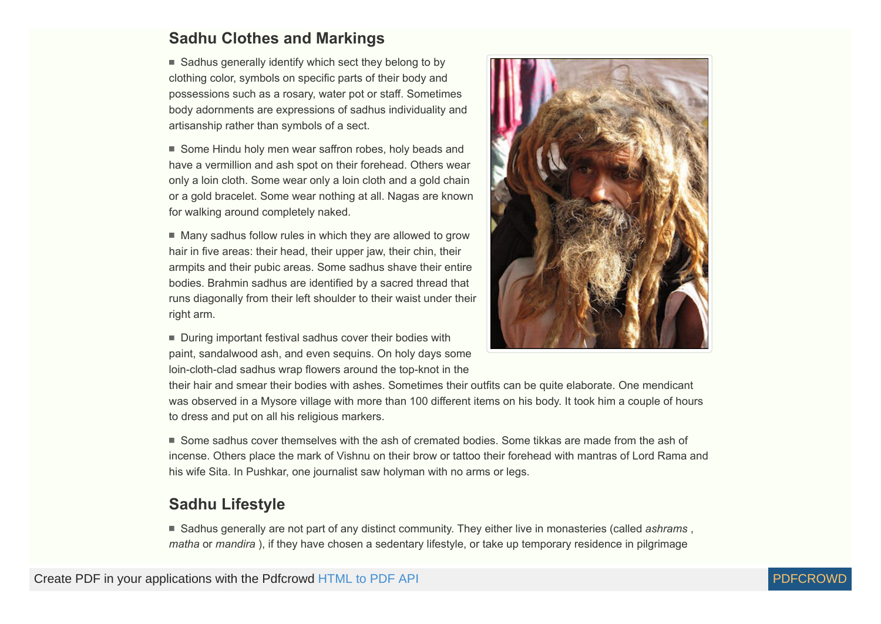## Sadhu Clothes and Markings

- Sadhus generally identify which sect they belong to by clothing color, symbols on specific parts of their body and possessions such as a rosary, water pot or staff. Sometimes body adornments are expressions of sadhus individuality and artisanship rather than symbols of a sect.

- Some Hindu holy men wear saffron robes, holy beads and have a vermillion and ash spot on their forehead. Others wear only a loin cloth. Some wear only a loin cloth and a gold chain or a gold bracelet. Some wear nothing at all. Nagas are known for walking around completely naked.

- Many sadhus follow rules in which they are allowed to grow hair in five areas: their head, their upper jaw, their chin, their armpits and their pubic areas. Some sadhus shave their entire bodies. Brahmin sadhus are identified by a sacred thread that runs diagonally from their left shoulder to their waist under their right arm.

- During important festival sadhus cover their bodies with paint, sandalwood ash, and even sequins. On holy days some loin-cloth-clad sadhus wrap flowers around the top-knot in the their hair and smear their bodies with ashes. Sometimes their outfits can be quite elaborate. One mendicant was observed in a Mysore village with more than 100 different items on his body. It took him a couple of hours to dress and put on all his religious markers.

- Some sadhus cover themselves with the ash of cremated bodies. Some tikkas are made from the ash of incense. Others place the mark of Vishnu on their brow or tattoo their forehead with mantras of Lord Rama and his wife Sita. In Pushkar, one journalist saw holyman with no arms or legs.

## Sadhu Lifestyle

- Sadhus generally are not part of any distinct community. They either live in monasteries (called *ashrams* , *matha* or *mandira* ), if they have chosen a sedentary lifestyle, or take up temporary residence in pilgrimage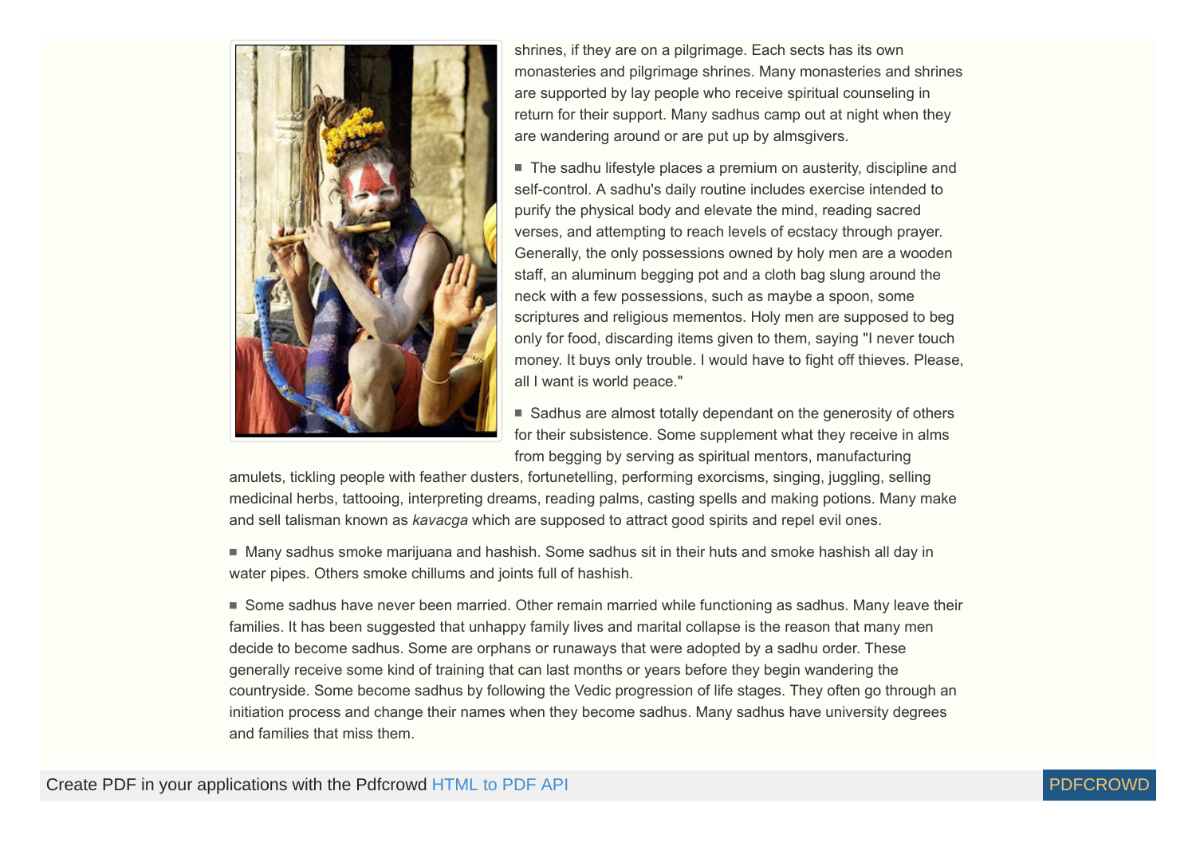shrines, if they are on a pilgrimage. Each sects has its own monasteries and pilgrimage shrines. Many monasteries and shrines are supported by lay people who receive spiritual counseling in return for their support. Many sadhus camp out at night when they are wandering around or are put up by almsgivers.

■ The sadhu lifestyle places a premium on austerity, discipline and self-control. A sadhu's daily routine includes exercise intended to purify the physical body and elevate the mind, reading sacred verses, and attempting to reach levels of ecstacy through prayer. Generally, the only possessions owned by holy men are a wooden staff, an aluminum begging pot and a cloth bag slung around the neck with a few possessions, such as maybe a spoon, some scriptures and religious mementos. Holy men are supposed to beg only for food, discarding items given to them, saying "I never touch money. It buys only trouble. I would have to fight off thieves. Please, all I want is world peace."

■ Sadhus are almost totally dependant on the generosity of others for their subsistence. Some supplement what they receive in alms from begging by serving as spiritual mentors, manufacturing amulets, tickling people with feather dusters, fortunetelling, performing exorcisms, singing, juggling, selling medicinal herbs, tattooing, interpreting dreams, reading palms, casting spells and making potions. Many make and sell talisman known as *kavacga* which are supposed to attract good spirits and repel evil ones.

■ Many sadhus smoke marijuana and hashish. Some sadhus sit in their huts and smoke hashish all day in water pipes. Others smoke chillums and joints full of hashish.

■ Some sadhus have never been married. Other remain married while functioning as sadhus. Many leave their families. It has been suggested that unhappy family lives and marital collapse is the reason that many men decide to become sadhus. Some are orphans or runaways that were adopted by a sadhu order. These generally receive some kind of training that can last months or years before they begin wandering the countryside. Some become sadhus by following the Vedic progression of life stages. They often go through an initiation process and change their names when they become sadhus. Many sadhus have university degrees and families that miss them.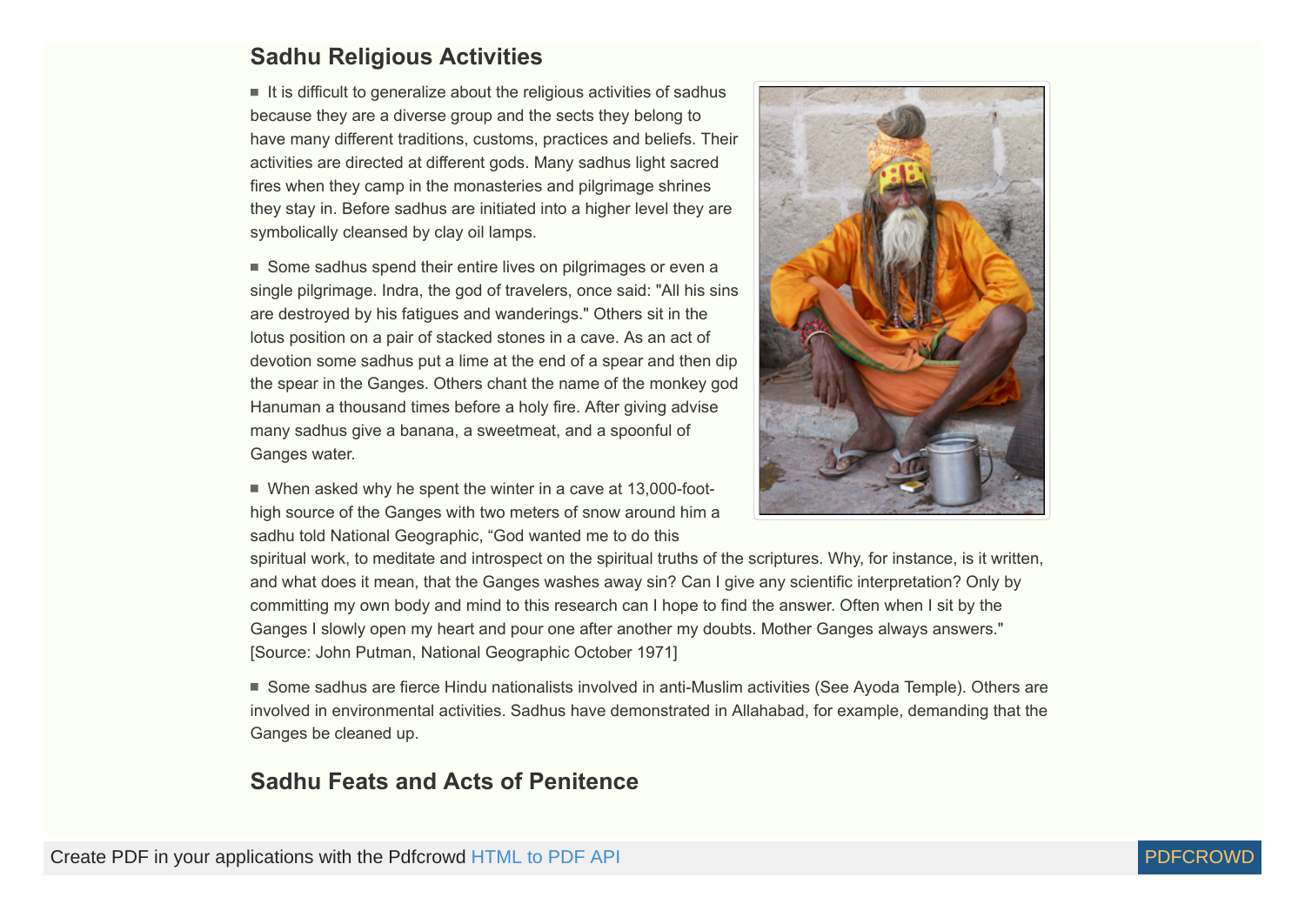## Sadhu Religious Activities

■ It is difficult to generalize about the religious activities of sadhus because they are a diverse group and the sects they belong to have many different traditions, customs, practices and beliefs. Their activities are directed at different gods. Many sadhus light sacred fires when they camp in the monasteries and pilgrimage shrines they stay in. Before sadhus are initiated into a higher level they are symbolically cleansed by clay oil lamps.

■ Some sadhus spend their entire lives on pilgrimages or even a single pilgrimage. Indra, the god of travelers, once said: "All his sins are destroyed by his fatigues and wanderings." Others sit in the lotus position on a pair of stacked stones in a cave. As an act of devotion some sadhus put a lime at the end of a spear and then dip the spear in the Ganges. Others chant the name of the monkey god Hanuman a thousand times before a holy fire. After giving advise many sadhus give a banana, a sweetmeat, and a spoonful of Ganges water.

■ When asked why he spent the winter in a cave at 13,000-foot-high source of the Ganges with two meters of snow around him a sadhu told National Geographic, "God wanted me to do this spiritual work, to meditate and introspect on the spiritual truths of the scriptures. Why, for instance, is it written, and what does it mean, that the Ganges washes away sin? Can I give any scientific interpretation? Only by committing my own body and mind to this research can I hope to find the answer. Often when I sit by the Ganges I slowly open my heart and pour one after another my doubts. Mother Ganges always answers." [Source: John Putman, National Geographic October 1971]

■ Some sadhus are fierce Hindu nationalists involved in anti-Muslim activities (See Ayoda Temple). Others are involved in environmental activities. Sadhus have demonstrated in Allahabad, for example, demanding that the Ganges be cleaned up.

## Sadhu Feats and Acts of Penitence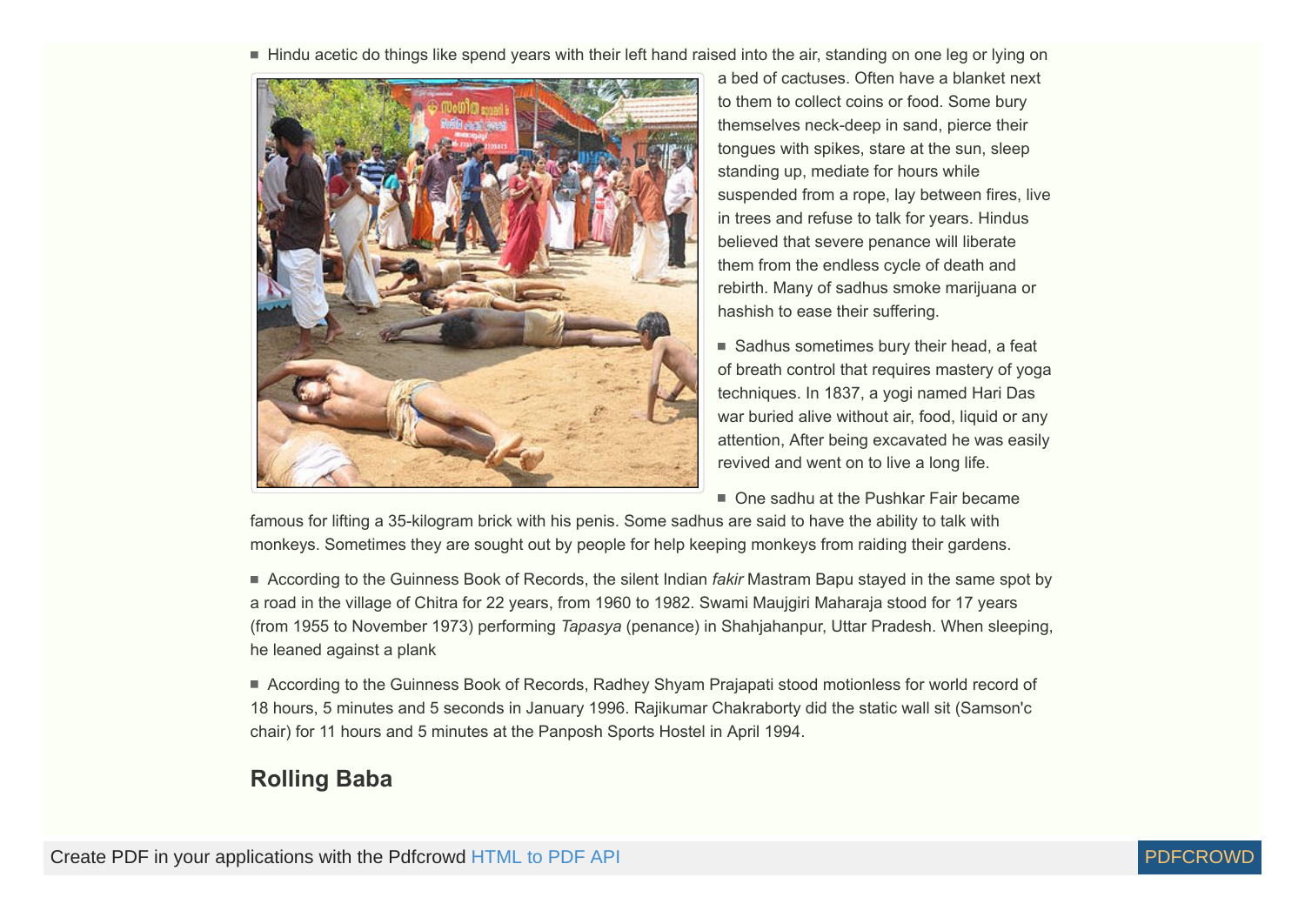- Hindu acetic do things like spend years with their left hand raised into the air, standing on one leg or lying on a bed of cactuses. Often have a blanket next to them to collect coins or food. Some bury themselves neck-deep in sand, pierce their tongues with spikes, stare at the sun, sleep standing up, mediate for hours while suspended from a rope, lay between fires, live in trees and refuse to talk for years. Hindus believed that severe penance will liberate them from the endless cycle of death and rebirth. Many of sadhus smoke marijuana or hashish to ease their suffering.

- Sadhus sometimes bury their head, a feat of breath control that requires mastery of yoga techniques. In 1837, a yogi named Hari Das war buried alive without air, food, liquid or any attention, After being excavated he was easily revived and went on to live a long life.

- One sadhu at the Pushkar Fair became famous for lifting a 35-kilogram brick with his penis. Some sadhus are said to have the ability to talk with monkeys. Sometimes they are sought out by people for help keeping monkeys from raiding their gardens.

- According to the Guinness Book of Records, the silent Indian *fakir* Mastram Bapu stayed in the same spot by a road in the village of Chitra for 22 years, from 1960 to 1982. Swami Maujgiri Maharaja stood for 17 years (from 1955 to November 1973) performing *Tapasya* (penance) in Shahjahanpur, Uttar Pradesh. When sleeping, he leaned against a plank

- According to the Guinness Book of Records, Radhey Shyam Prajapati stood motionless for world record of 18 hours, 5 minutes and 5 seconds in January 1996. Rajikumar Chakraborty did the static wall sit (Samson'c chair) for 11 hours and 5 minutes at the Panposh Sports Hostel in April 1994.

## Rolling Baba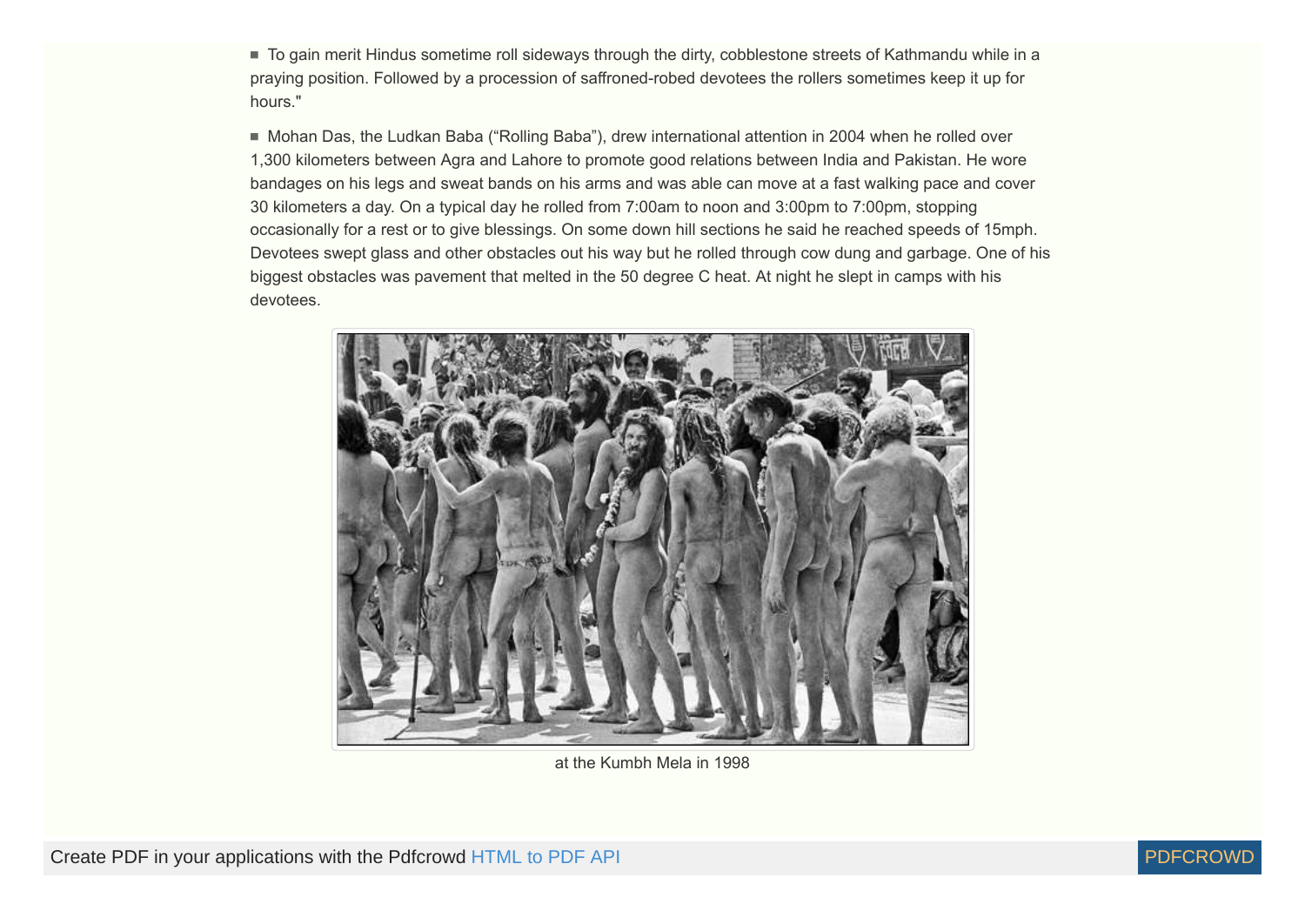- To gain merit Hindus sometime roll sideways through the dirty, cobblestone streets of Kathmandu while in a praying position. Followed by a procession of saffroned-robed devotees the rollers sometimes keep it up for hours."

- Mohan Das, the Ludkan Baba ("Rolling Baba"), drew international attention in 2004 when he rolled over 1,300 kilometers between Agra and Lahore to promote good relations between India and Pakistan. He wore bandages on his legs and sweat bands on his arms and was able can move at a fast walking pace and cover 30 kilometers a day. On a typical day he rolled from 7:00am to noon and 3:00pm to 7:00pm, stopping occasionally for a rest or to give blessings. On some down hill sections he said he reached speeds of 15mph. Devotees swept glass and other obstacles out his way but he rolled through cow dung and garbage. One of his biggest obstacles was pavement that melted in the 50 degree C heat. At night he slept in camps with his devotees.

at the Kumbh Mela in 1998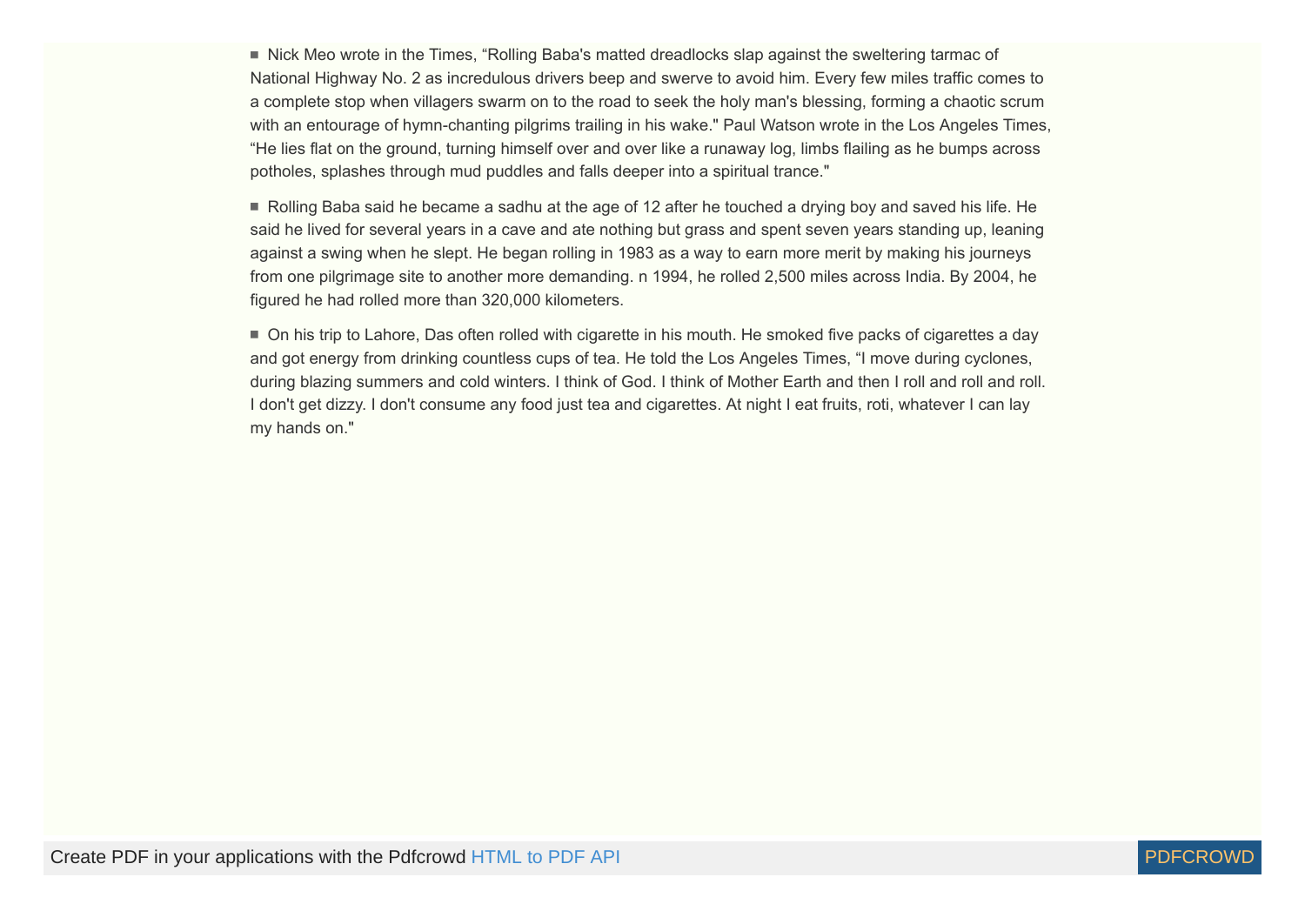- Nick Meo wrote in the Times, “Rolling Baba's matted dreadlocks slap against the sweltering tarmac of National Highway No. 2 as incredulous drivers beep and swerve to avoid him. Every few miles traffic comes to a complete stop when villagers swarm on to the road to seek the holy man's blessing, forming a chaotic scrum with an entourage of hymn-chanting pilgrims trailing in his wake." Paul Watson wrote in the Los Angeles Times, “He lies flat on the ground, turning himself over and over like a runaway log, limbs flailing as he bumps across potholes, splashes through mud puddles and falls deeper into a spiritual trance."

- Rolling Baba said he became a sadhu at the age of 12 after he touched a drying boy and saved his life. He said he lived for several years in a cave and ate nothing but grass and spent seven years standing up, leaning against a swing when he slept. He began rolling in 1983 as a way to earn more merit by making his journeys from one pilgrimage site to another more demanding. n 1994, he rolled 2,500 miles across India. By 2004, he figured he had rolled more than 320,000 kilometers.

- On his trip to Lahore, Das often rolled with cigarette in his mouth. He smoked five packs of cigarettes a day and got energy from drinking countless cups of tea. He told the Los Angeles Times, “I move during cyclones, during blazing summers and cold winters. I think of God. I think of Mother Earth and then I roll and roll and roll. I don't get dizzy. I don't consume any food just tea and cigarettes. At night I eat fruits, roti, whatever I can lay my hands on."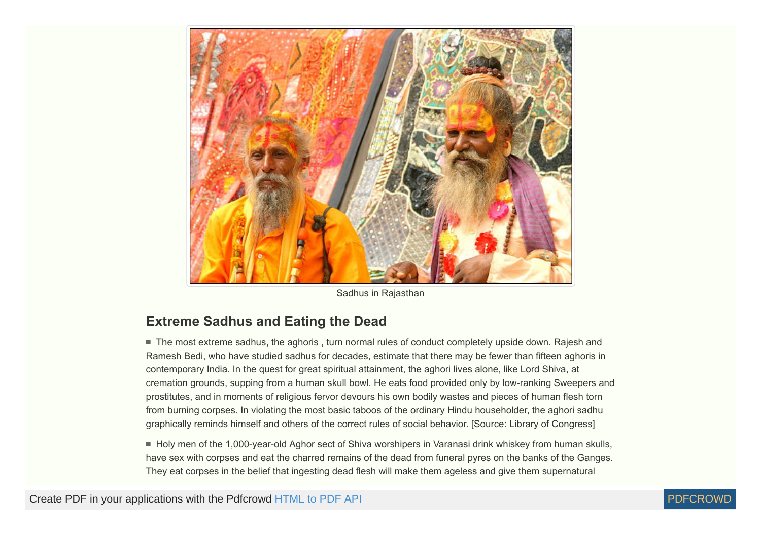Sadhus in Rajasthan

## Extreme Sadhus and Eating the Dead

■ The most extreme sadhus, the aghoris , turn normal rules of conduct completely upside down. Rajesh and Ramesh Bedi, who have studied sadhus for decades, estimate that there may be fewer than fifteen aghoris in contemporary India. In the quest for great spiritual attainment, the aghori lives alone, like Lord Shiva, at cremation grounds, supping from a human skull bowl. He eats food provided only by low-ranking Sweepers and prostitutes, and in moments of religious fervor devours his own bodily wastes and pieces of human flesh torn from burning corpses. In violating the most basic taboos of the ordinary Hindu householder, the aghori sadhu graphically reminds himself and others of the correct rules of social behavior. [Source: Library of Congress]

■ Holy men of the 1,000-year-old Aghor sect of Shiva worshipers in Varanasi drink whiskey from human skulls, have sex with corpses and eat the charred remains of the dead from funeral pyres on the banks of the Ganges. They eat corpses in the belief that ingesting dead flesh will make them ageless and give them supernatural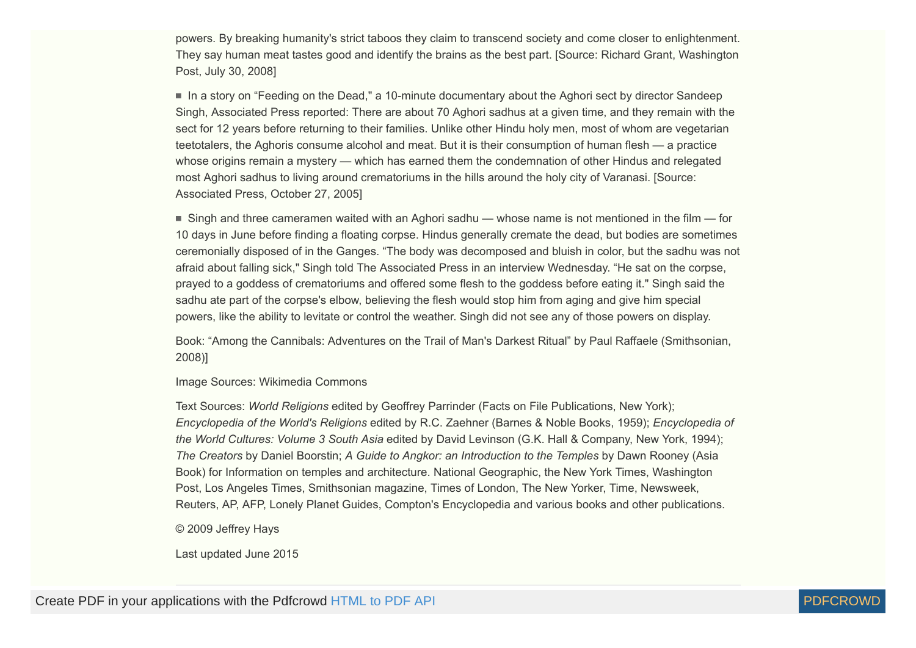powers. By breaking humanity's strict taboos they claim to transcend society and come closer to enlightenment. They say human meat tastes good and identify the brains as the best part. [Source: Richard Grant, Washington Post, July 30, 2008]

- In a story on "Feeding on the Dead," a 10-minute documentary about the Aghori sect by director Sandeep Singh, Associated Press reported: There are about 70 Aghori sadhus at a given time, and they remain with the sect for 12 years before returning to their families. Unlike other Hindu holy men, most of whom are vegetarian teetotalers, the Aghoris consume alcohol and meat. But it is their consumption of human flesh — a practice whose origins remain a mystery — which has earned them the condemnation of other Hindus and relegated most Aghori sadhus to living around crematoriums in the hills around the holy city of Varanasi. [Source: Associated Press, October 27, 2005]

- Singh and three cameramen waited with an Aghori sadhu — whose name is not mentioned in the film — for 10 days in June before finding a floating corpse. Hindus generally cremate the dead, but bodies are sometimes ceremonially disposed of in the Ganges. "The body was decomposed and bluish in color, but the sadhu was not afraid about falling sick," Singh told The Associated Press in an interview Wednesday. "He sat on the corpse, prayed to a goddess of crematoriums and offered some flesh to the goddess before eating it." Singh said the sadhu ate part of the corpse's elbow, believing the flesh would stop him from aging and give him special powers, like the ability to levitate or control the weather. Singh did not see any of those powers on display.

Book: "Among the Cannibals: Adventures on the Trail of Man's Darkest Ritual" by Paul Raffaele (Smithsonian, 2008)]

Image Sources: Wikimedia Commons

Text Sources: *World Religions* edited by Geoffrey Parrinder (Facts on File Publications, New York); *Encyclopedia of the World's Religions* edited by R.C. Zaehner (Barnes & Noble Books, 1959); *Encyclopedia of the World Cultures: Volume 3 South Asia* edited by David Levinson (G.K. Hall & Company, New York, 1994); *The Creators* by Daniel Boorstin; *A Guide to Angkor: an Introduction to the Temples* by Dawn Rooney (Asia Book) for Information on temples and architecture. National Geographic, the New York Times, Washington Post, Los Angeles Times, Smithsonian magazine, Times of London, The New Yorker, Time, Newsweek, Reuters, AP, AFP, Lonely Planet Guides, Compton's Encyclopedia and various books and other publications.

© 2009 Jeffrey Hays

Last updated June 2015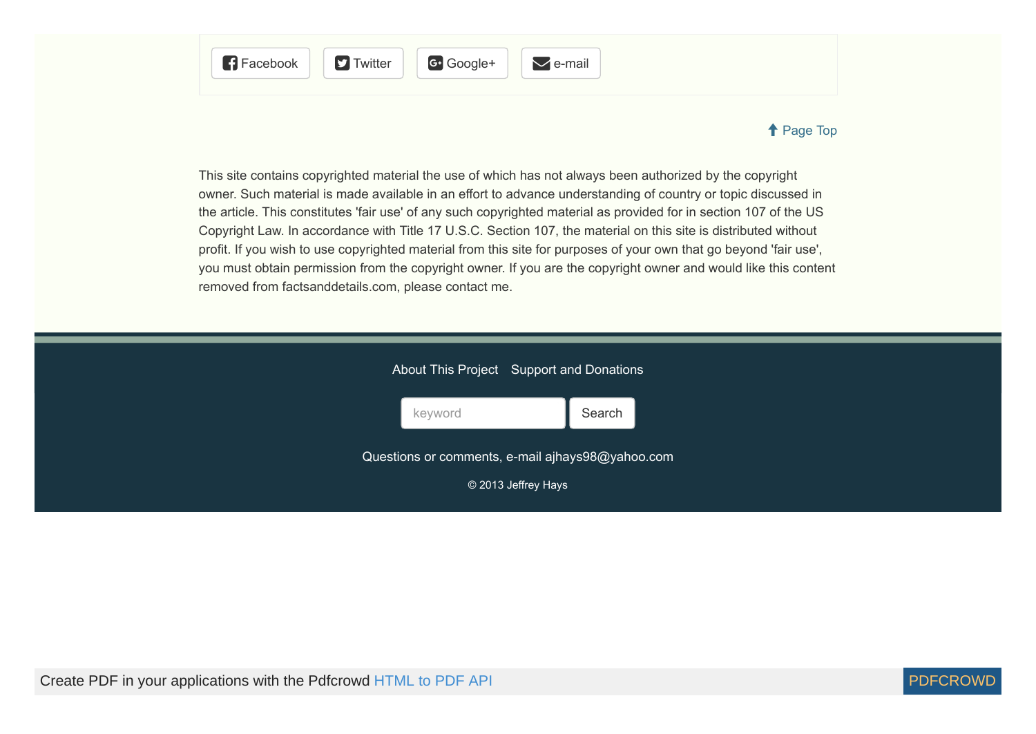Facebook Twitter Google+ e-mail

Page Top

This site contains copyrighted material the use of which has not always been authorized by the copyright owner. Such material is made available in an effort to advance understanding of country or topic discussed in the article. This constitutes 'fair use' of any such copyrighted material as provided for in section 107 of the US Copyright Law. In accordance with Title 17 U.S.C. Section 107, the material on this site is distributed without profit. If you wish to use copyrighted material from this site for purposes of your own that go beyond 'fair use', you must obtain permission from the copyright owner. If you are the copyright owner and would like this content removed from factsanddetails.com, please contact me.

About This Project Support and Donations

keyword Search

Questions or comments, e-mail ajhays98@yahoo.com

© 2013 Jeffrey Hays